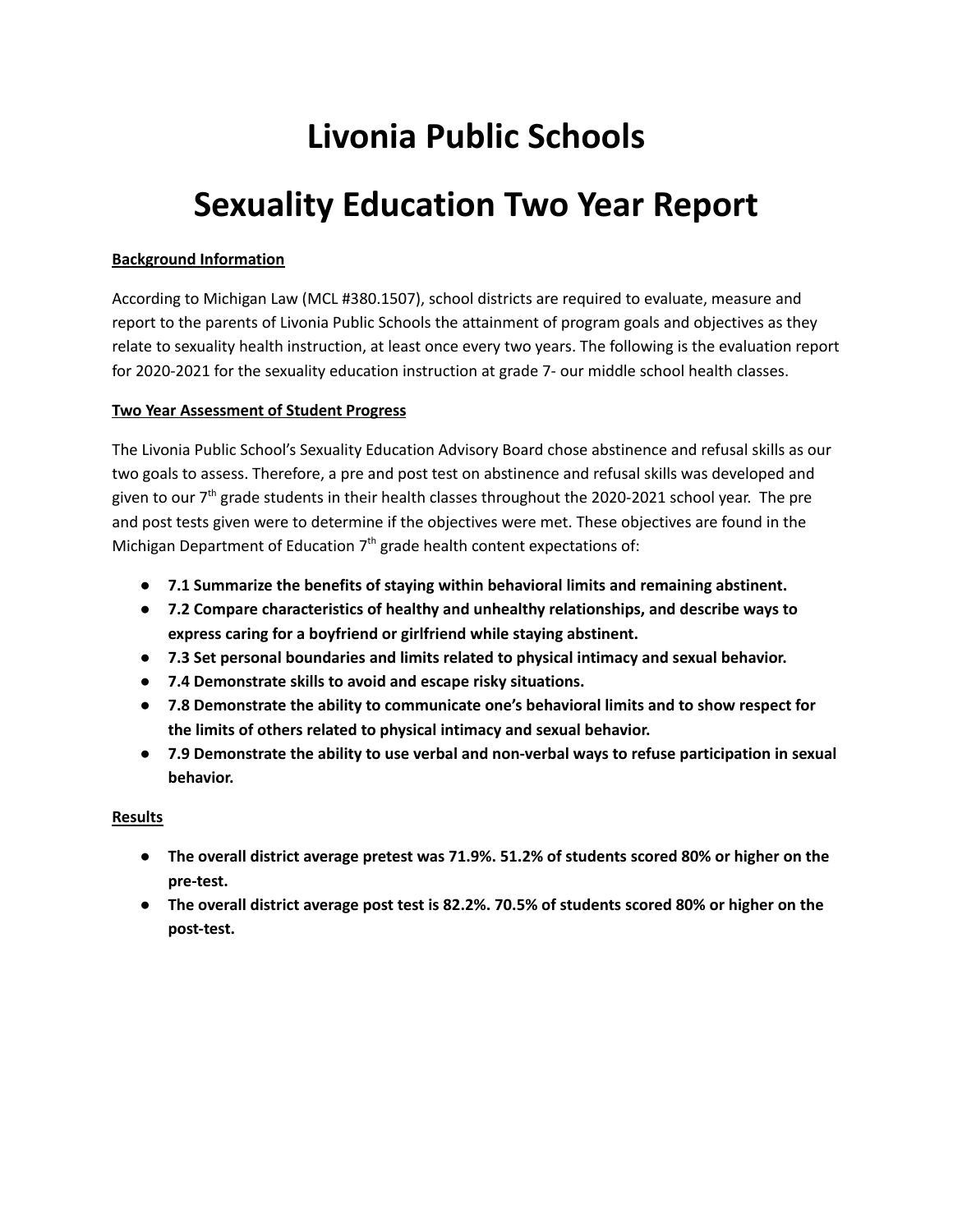# Livonia Public Schools

# Sexuality Education Two Year Report

**Background Information**

According to Michigan Law (MCL #380.1507), school districts are required to evaluate, measure and report to the parents of Livonia Public Schools the attainment of program goals and objectives as they relate to sexuality health instruction, at least once every two years. The following is the evaluation report for 2020-2021 for the sexuality education instruction at grade 7- our middle school health classes.

**Two Year Assessment of Student Progress**

The Livonia Public School's Sexuality Education Advisory Board chose abstinence and refusal skills as our two goals to assess. Therefore, a pre and post test on abstinence and refusal skills was developed and given to our 7th grade students in their health classes throughout the 2020-2021 school year. The pre and post tests given were to determine if the objectives were met. These objectives are found in the Michigan Department of Education 7th grade health content expectations of:

- **7.1 Summarize the benefits of staying within behavioral limits and remaining abstinent.**
- **7.2 Compare characteristics of healthy and unhealthy relationships, and describe ways to express caring for a boyfriend or girlfriend while staying abstinent.**
- **7.3 Set personal boundaries and limits related to physical intimacy and sexual behavior.**
- **7.4 Demonstrate skills to avoid and escape risky situations.**
- **7.8 Demonstrate the ability to communicate one's behavioral limits and to show respect for the limits of others related to physical intimacy and sexual behavior.**
- **7.9 Demonstrate the ability to use verbal and non-verbal ways to refuse participation in sexual behavior.**

**Results**

- **The overall district average pretest was 71.9%. 51.2% of students scored 80% or higher on the pre-test.**
- **The overall district average post test is 82.2%. 70.5% of students scored 80% or higher on the post-test.**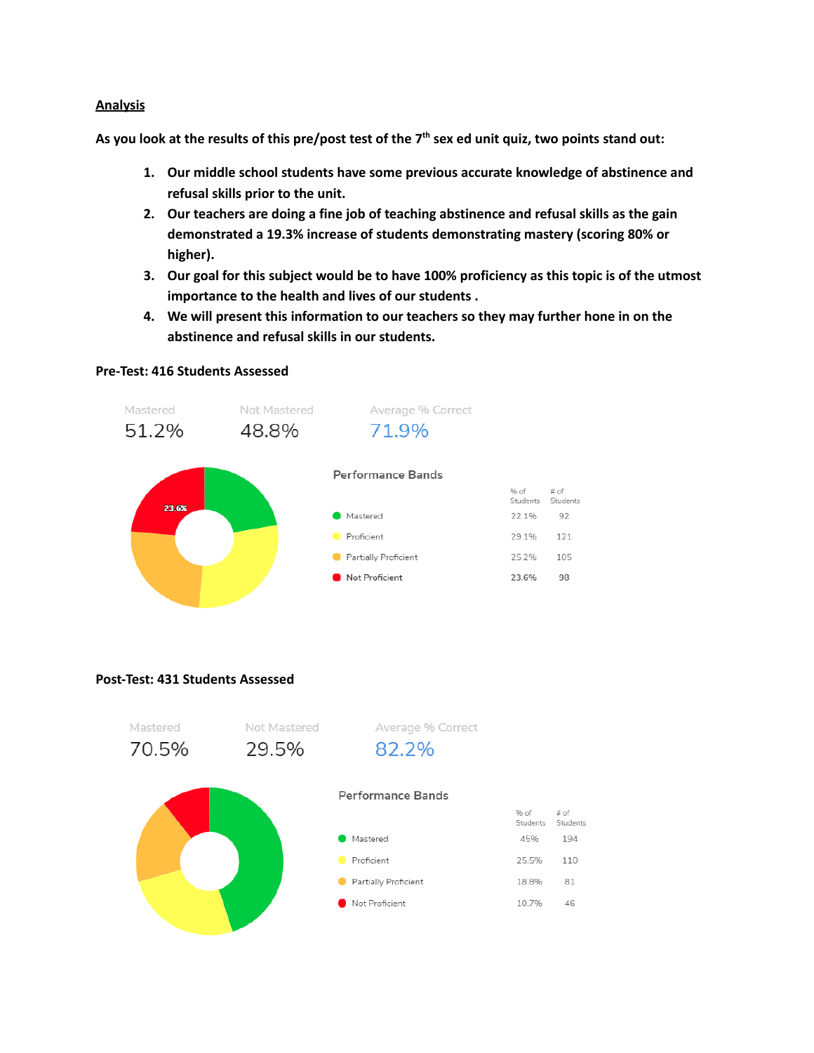**Analysis**

**As you look at the results of this pre/post test of the 7th sex ed unit quiz, two points stand out:**

1. **Our middle school students have some previous accurate knowledge of abstinence and refusal skills prior to the unit.**
2. **Our teachers are doing a fine job of teaching abstinence and refusal skills as the gain demonstrated a 19.3% increase of students demonstrating mastery (scoring 80% or higher).**
3. **Our goal for this subject would be to have 100% proficiency as this topic is of the utmost importance to the health and lives of our students .**
4. **We will present this information to our teachers so they may further hone in on the abstinence and refusal skills in our students.**

**Pre-Test: 416 Students Assessed**

Mastered
51.2%

Not Mastered
48.8%

Average % Correct
71.9%

23.6%

Performance Bands

| | % of Students | # of Students |
|---|---|---|
| Mastered | 22.1% | 92 |
| Proficient | 29.1% | 121 |
| Partially Proficient | 25.2% | 105 |
| Not Proficient | 23.6% | 98 |

**Post-Test: 431 Students Assessed**

Mastered
70.5%

Not Mastered
29.5%

Average % Correct
82.2%

Performance Bands

| | % of Students | # of Students |
|---|---|---|
| Mastered | 45% | 194 |
| Proficient | 25.5% | 110 |
| Partially Proficient | 18.8% | 81 |
| Not Proficient | 10.7% | 46 |